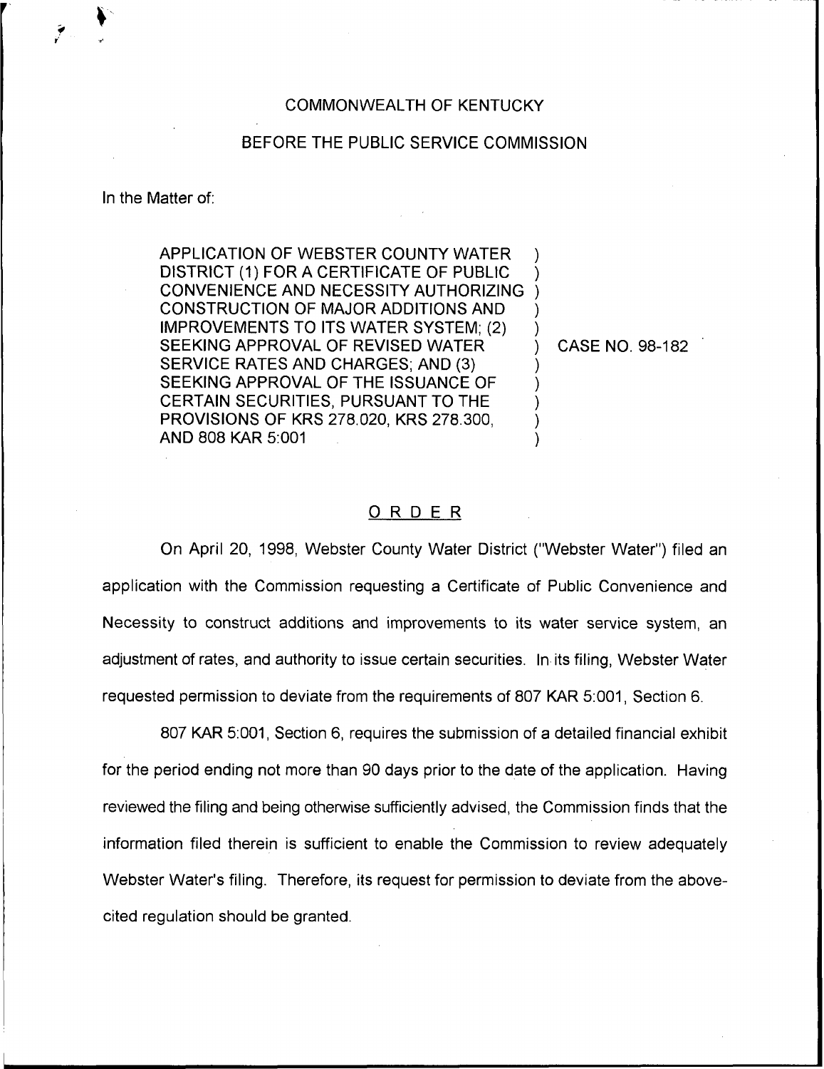COMMONWEALTH OF KENTUCKY

BEFORE THE PUBLIC SERVICE COMMISSION

In the Matter of:

| | |
|---|---|
| APPLICATION OF WEBSTER COUNTY WATER DISTRICT (1) FOR A CERTIFICATE OF PUBLIC CONVENIENCE AND NECESSITY AUTHORIZING CONSTRUCTION OF MAJOR ADDITIONS AND IMPROVEMENTS TO ITS WATER SYSTEM; (2) SEEKING APPROVAL OF REVISED WATER SERVICE RATES AND CHARGES; AND (3) SEEKING APPROVAL OF THE ISSUANCE OF CERTAIN SECURITIES, PURSUANT TO THE PROVISIONS OF KRS 278.020, KRS 278.300, AND 808 KAR 5:001 | CASE NO. 98-182 |

## O R D E R

On April 20, 1998, Webster County Water District ("Webster Water") filed an application with the Commission requesting a Certificate of Public Convenience and Necessity to construct additions and improvements to its water service system, an adjustment of rates, and authority to issue certain securities. In its filing, Webster Water requested permission to deviate from the requirements of 807 KAR 5:001, Section 6.

807 KAR 5:001, Section 6, requires the submission of a detailed financial exhibit for the period ending not more than 90 days prior to the date of the application. Having reviewed the filing and being otherwise sufficiently advised, the Commission finds that the information filed therein is sufficient to enable the Commission to review adequately Webster Water's filing. Therefore, its request for permission to deviate from the above-cited regulation should be granted.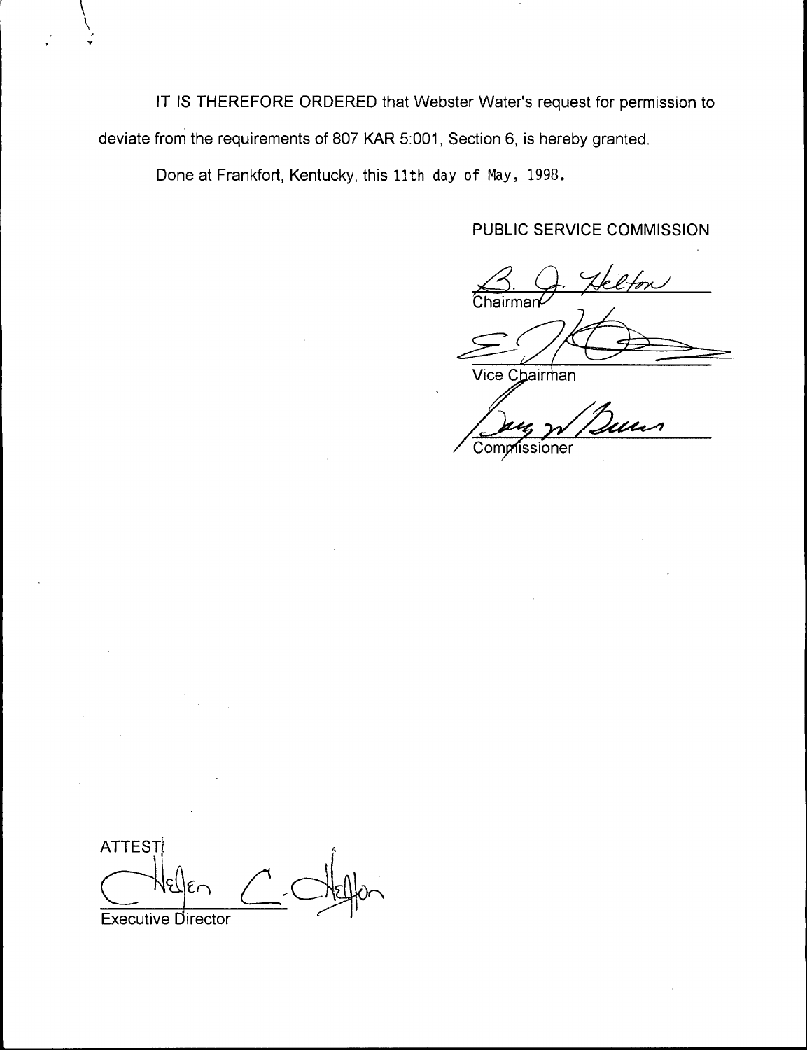IT IS THEREFORE ORDERED that Webster Water's request for permission to deviate from the requirements of 807 KAR 5:001, Section 6, is hereby granted.

Done at Frankfort, Kentucky, this 11th day of May, 1998.

PUBLIC SERVICE COMMISSION

Chairman

Vice Chairman

Commissioner

ATTEST:

Executive Director